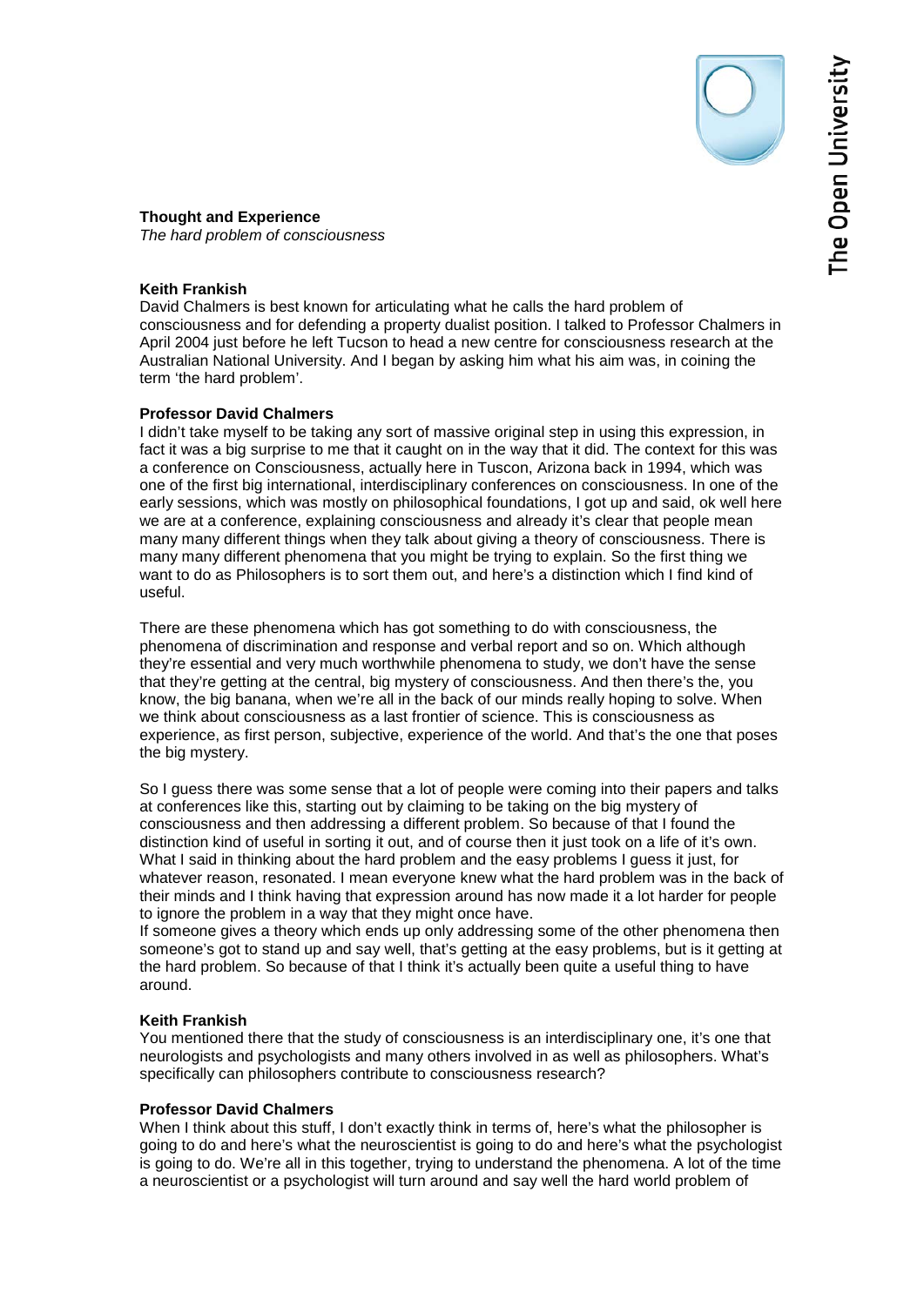**Thought and Experience**

*The hard problem of consciousness*

**Keith Frankish**

David Chalmers is best known for articulating what he calls the hard problem of consciousness and for defending a property dualist position. I talked to Professor Chalmers in April 2004 just before he left Tucson to head a new centre for consciousness research at the Australian National University. And I began by asking him what his aim was, in coining the term 'the hard problem'.

**Professor David Chalmers**

I didn't take myself to be taking any sort of massive original step in using this expression, in fact it was a big surprise to me that it caught on in the way that it did. The context for this was a conference on Consciousness, actually here in Tuscon, Arizona back in 1994, which was one of the first big international, interdisciplinary conferences on consciousness. In one of the early sessions, which was mostly on philosophical foundations, I got up and said, ok well here we are at a conference, explaining consciousness and already it's clear that people mean many many different things when they talk about giving a theory of consciousness. There is many many different phenomena that you might be trying to explain. So the first thing we want to do as Philosophers is to sort them out, and here's a distinction which I find kind of useful.

There are these phenomena which has got something to do with consciousness, the phenomena of discrimination and response and verbal report and so on. Which although they're essential and very much worthwhile phenomena to study, we don't have the sense that they're getting at the central, big mystery of consciousness. And then there's the, you know, the big banana, when we're all in the back of our minds really hoping to solve. When we think about consciousness as a last frontier of science. This is consciousness as experience, as first person, subjective, experience of the world. And that's the one that poses the big mystery.

So I guess there was some sense that a lot of people were coming into their papers and talks at conferences like this, starting out by claiming to be taking on the big mystery of consciousness and then addressing a different problem. So because of that I found the distinction kind of useful in sorting it out, and of course then it just took on a life of it's own. What I said in thinking about the hard problem and the easy problems I guess it just, for whatever reason, resonated. I mean everyone knew what the hard problem was in the back of their minds and I think having that expression around has now made it a lot harder for people to ignore the problem in a way that they might once have.
If someone gives a theory which ends up only addressing some of the other phenomena then someone's got to stand up and say well, that's getting at the easy problems, but is it getting at the hard problem. So because of that I think it's actually been quite a useful thing to have around.

**Keith Frankish**

You mentioned there that the study of consciousness is an interdisciplinary one, it's one that neurologists and psychologists and many others involved in as well as philosophers. What's specifically can philosophers contribute to consciousness research?

**Professor David Chalmers**

When I think about this stuff, I don't exactly think in terms of, here's what the philosopher is going to do and here's what the neuroscientist is going to do and here's what the psychologist is going to do. We're all in this together, trying to understand the phenomena. A lot of the time a neuroscientist or a psychologist will turn around and say well the hard world problem of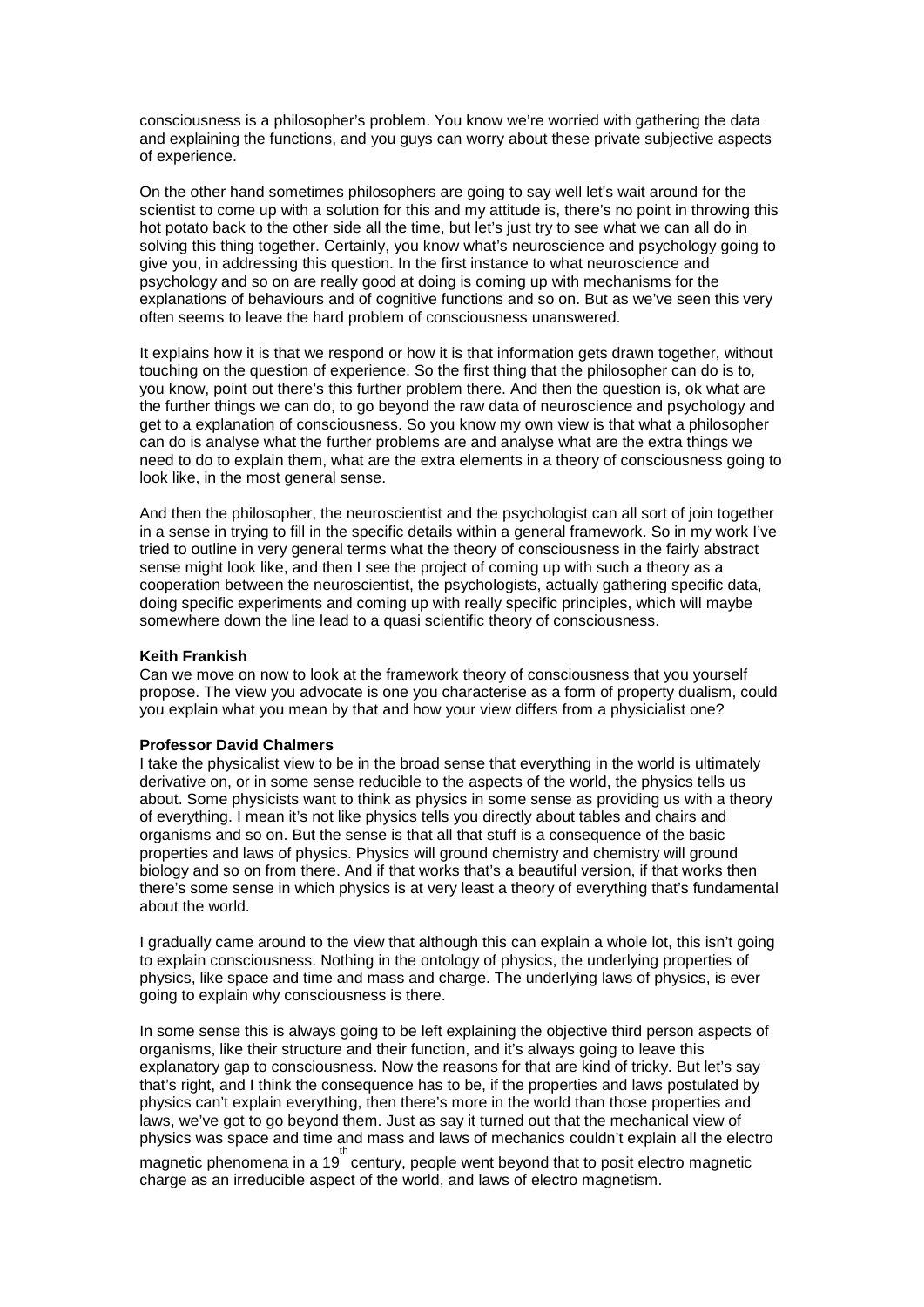consciousness is a philosopher's problem. You know we're worried with gathering the data and explaining the functions, and you guys can worry about these private subjective aspects of experience.

On the other hand sometimes philosophers are going to say well let's wait around for the scientist to come up with a solution for this and my attitude is, there's no point in throwing this hot potato back to the other side all the time, but let's just try to see what we can all do in solving this thing together. Certainly, you know what's neuroscience and psychology going to give you, in addressing this question. In the first instance to what neuroscience and psychology and so on are really good at doing is coming up with mechanisms for the explanations of behaviours and of cognitive functions and so on. But as we've seen this very often seems to leave the hard problem of consciousness unanswered.

It explains how it is that we respond or how it is that information gets drawn together, without touching on the question of experience. So the first thing that the philosopher can do is to, you know, point out there's this further problem there. And then the question is, ok what are the further things we can do, to go beyond the raw data of neuroscience and psychology and get to a explanation of consciousness. So you know my own view is that what a philosopher can do is analyse what the further problems are and analyse what are the extra things we need to do to explain them, what are the extra elements in a theory of consciousness going to look like, in the most general sense.

And then the philosopher, the neuroscientist and the psychologist can all sort of join together in a sense in trying to fill in the specific details within a general framework. So in my work I've tried to outline in very general terms what the theory of consciousness in the fairly abstract sense might look like, and then I see the project of coming up with such a theory as a cooperation between the neuroscientist, the psychologists, actually gathering specific data, doing specific experiments and coming up with really specific principles, which will maybe somewhere down the line lead to a quasi scientific theory of consciousness.

**Keith Frankish**
Can we move on now to look at the framework theory of consciousness that you yourself propose. The view you advocate is one you characterise as a form of property dualism, could you explain what you mean by that and how your view differs from a physicialist one?

**Professor David Chalmers**
I take the physicalist view to be in the broad sense that everything in the world is ultimately derivative on, or in some sense reducible to the aspects of the world, the physics tells us about. Some physicists want to think as physics in some sense as providing us with a theory of everything. I mean it's not like physics tells you directly about tables and chairs and organisms and so on. But the sense is that all that stuff is a consequence of the basic properties and laws of physics. Physics will ground chemistry and chemistry will ground biology and so on from there. And if that works that's a beautiful version, if that works then there's some sense in which physics is at very least a theory of everything that's fundamental about the world.

I gradually came around to the view that although this can explain a whole lot, this isn't going to explain consciousness. Nothing in the ontology of physics, the underlying properties of physics, like space and time and mass and charge. The underlying laws of physics, is ever going to explain why consciousness is there.

In some sense this is always going to be left explaining the objective third person aspects of organisms, like their structure and their function, and it's always going to leave this explanatory gap to consciousness. Now the reasons for that are kind of tricky. But let's say that's right, and I think the consequence has to be, if the properties and laws postulated by physics can't explain everything, then there's more in the world than those properties and laws, we've got to go beyond them. Just as say it turned out that the mechanical view of physics was space and time and mass and laws of mechanics couldn't explain all the electro magnetic phenomena in a 19th century, people went beyond that to posit electro magnetic charge as an irreducible aspect of the world, and laws of electro magnetism.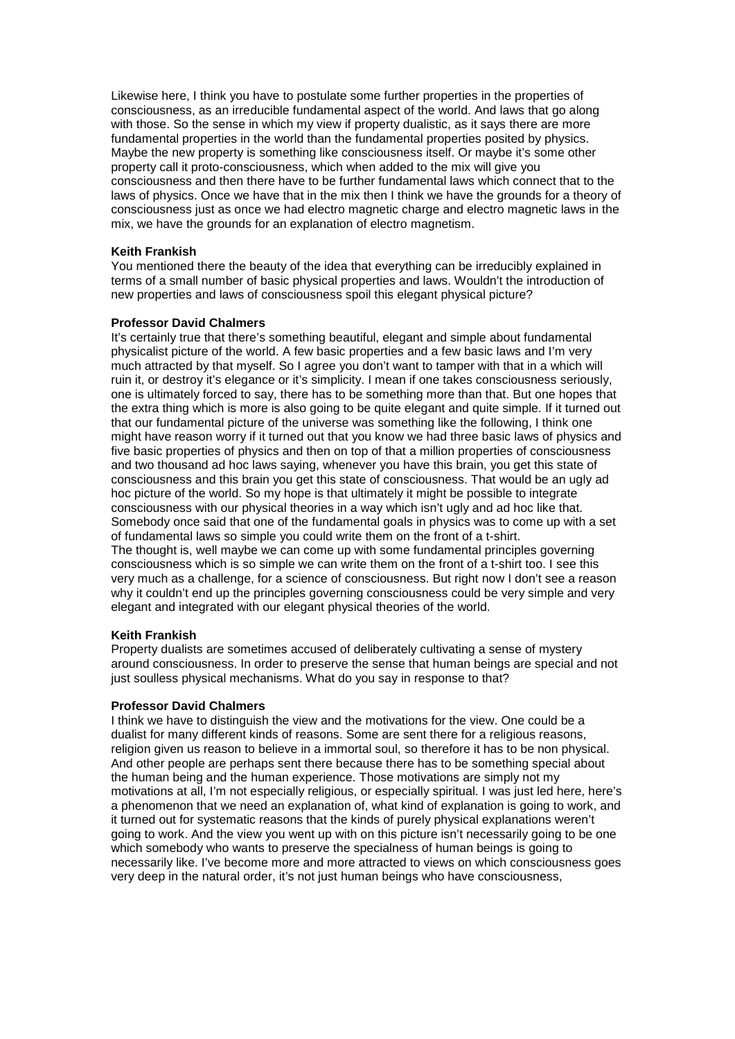Likewise here, I think you have to postulate some further properties in the properties of consciousness, as an irreducible fundamental aspect of the world. And laws that go along with those. So the sense in which my view if property dualistic, as it says there are more fundamental properties in the world than the fundamental properties posited by physics. Maybe the new property is something like consciousness itself. Or maybe it's some other property call it proto-consciousness, which when added to the mix will give you consciousness and then there have to be further fundamental laws which connect that to the laws of physics. Once we have that in the mix then I think we have the grounds for a theory of consciousness just as once we had electro magnetic charge and electro magnetic laws in the mix, we have the grounds for an explanation of electro magnetism.

**Keith Frankish**
You mentioned there the beauty of the idea that everything can be irreducibly explained in terms of a small number of basic physical properties and laws. Wouldn't the introduction of new properties and laws of consciousness spoil this elegant physical picture?

**Professor David Chalmers**
It's certainly true that there's something beautiful, elegant and simple about fundamental physicalist picture of the world. A few basic properties and a few basic laws and I'm very much attracted by that myself. So I agree you don't want to tamper with that in a which will ruin it, or destroy it's elegance or it's simplicity. I mean if one takes consciousness seriously, one is ultimately forced to say, there has to be something more than that. But one hopes that the extra thing which is more is also going to be quite elegant and quite simple. If it turned out that our fundamental picture of the universe was something like the following, I think one might have reason worry if it turned out that you know we had three basic laws of physics and five basic properties of physics and then on top of that a million properties of consciousness and two thousand ad hoc laws saying, whenever you have this brain, you get this state of consciousness and this brain you get this state of consciousness. That would be an ugly ad hoc picture of the world. So my hope is that ultimately it might be possible to integrate consciousness with our physical theories in a way which isn't ugly and ad hoc like that. Somebody once said that one of the fundamental goals in physics was to come up with a set of fundamental laws so simple you could write them on the front of a t-shirt.
The thought is, well maybe we can come up with some fundamental principles governing consciousness which is so simple we can write them on the front of a t-shirt too. I see this very much as a challenge, for a science of consciousness. But right now I don't see a reason why it couldn't end up the principles governing consciousness could be very simple and very elegant and integrated with our elegant physical theories of the world.

**Keith Frankish**
Property dualists are sometimes accused of deliberately cultivating a sense of mystery around consciousness. In order to preserve the sense that human beings are special and not just soulless physical mechanisms. What do you say in response to that?

**Professor David Chalmers**
I think we have to distinguish the view and the motivations for the view. One could be a dualist for many different kinds of reasons. Some are sent there for a religious reasons, religion given us reason to believe in a immortal soul, so therefore it has to be non physical. And other people are perhaps sent there because there has to be something special about the human being and the human experience. Those motivations are simply not my motivations at all, I'm not especially religious, or especially spiritual. I was just led here, here's a phenomenon that we need an explanation of, what kind of explanation is going to work, and it turned out for systematic reasons that the kinds of purely physical explanations weren't going to work. And the view you went up with on this picture isn't necessarily going to be one which somebody who wants to preserve the specialness of human beings is going to necessarily like. I've become more and more attracted to views on which consciousness goes very deep in the natural order, it's not just human beings who have consciousness,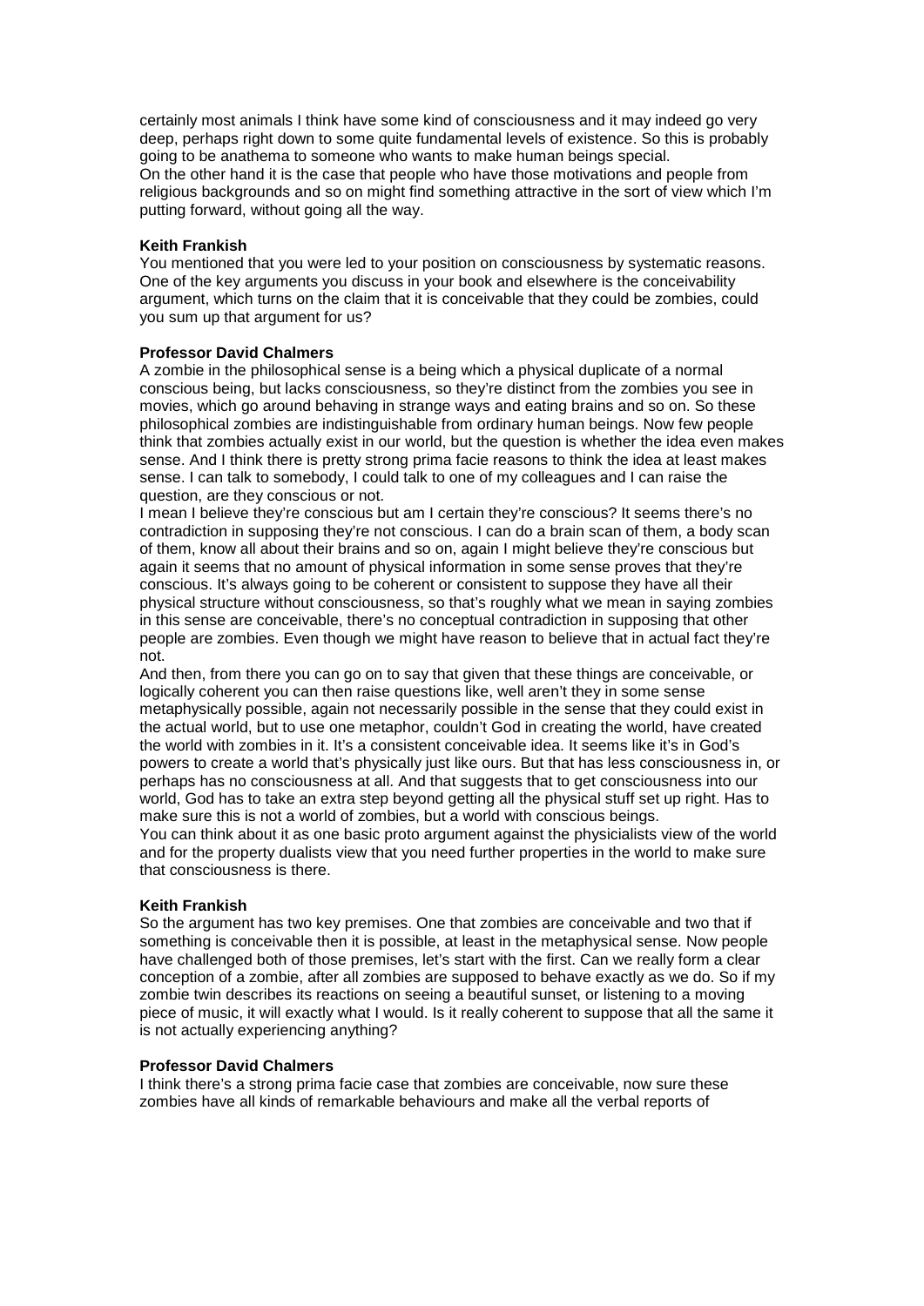certainly most animals I think have some kind of consciousness and it may indeed go very deep, perhaps right down to some quite fundamental levels of existence. So this is probably going to be anathema to someone who wants to make human beings special.
On the other hand it is the case that people who have those motivations and people from religious backgrounds and so on might find something attractive in the sort of view which I'm putting forward, without going all the way.

**Keith Frankish**
You mentioned that you were led to your position on consciousness by systematic reasons. One of the key arguments you discuss in your book and elsewhere is the conceivability argument, which turns on the claim that it is conceivable that they could be zombies, could you sum up that argument for us?

**Professor David Chalmers**
A zombie in the philosophical sense is a being which a physical duplicate of a normal conscious being, but lacks consciousness, so they're distinct from the zombies you see in movies, which go around behaving in strange ways and eating brains and so on. So these philosophical zombies are indistinguishable from ordinary human beings. Now few people think that zombies actually exist in our world, but the question is whether the idea even makes sense. And I think there is pretty strong prima facie reasons to think the idea at least makes sense. I can talk to somebody, I could talk to one of my colleagues and I can raise the question, are they conscious or not.
I mean I believe they're conscious but am I certain they're conscious? It seems there's no contradiction in supposing they're not conscious. I can do a brain scan of them, a body scan of them, know all about their brains and so on, again I might believe they're conscious but again it seems that no amount of physical information in some sense proves that they're conscious. It's always going to be coherent or consistent to suppose they have all their physical structure without consciousness, so that's roughly what we mean in saying zombies in this sense are conceivable, there's no conceptual contradiction in supposing that other people are zombies. Even though we might have reason to believe that in actual fact they're not.
And then, from there you can go on to say that given that these things are conceivable, or logically coherent you can then raise questions like, well aren't they in some sense metaphysically possible, again not necessarily possible in the sense that they could exist in the actual world, but to use one metaphor, couldn't God in creating the world, have created the world with zombies in it. It's a consistent conceivable idea. It seems like it's in God's powers to create a world that's physically just like ours. But that has less consciousness in, or perhaps has no consciousness at all. And that suggests that to get consciousness into our world, God has to take an extra step beyond getting all the physical stuff set up right. Has to make sure this is not a world of zombies, but a world with conscious beings.
You can think about it as one basic proto argument against the physicialists view of the world and for the property dualists view that you need further properties in the world to make sure that consciousness is there.

**Keith Frankish**
So the argument has two key premises. One that zombies are conceivable and two that if something is conceivable then it is possible, at least in the metaphysical sense. Now people have challenged both of those premises, let's start with the first. Can we really form a clear conception of a zombie, after all zombies are supposed to behave exactly as we do. So if my zombie twin describes its reactions on seeing a beautiful sunset, or listening to a moving piece of music, it will exactly what I would. Is it really coherent to suppose that all the same it is not actually experiencing anything?

**Professor David Chalmers**
I think there's a strong prima facie case that zombies are conceivable, now sure these zombies have all kinds of remarkable behaviours and make all the verbal reports of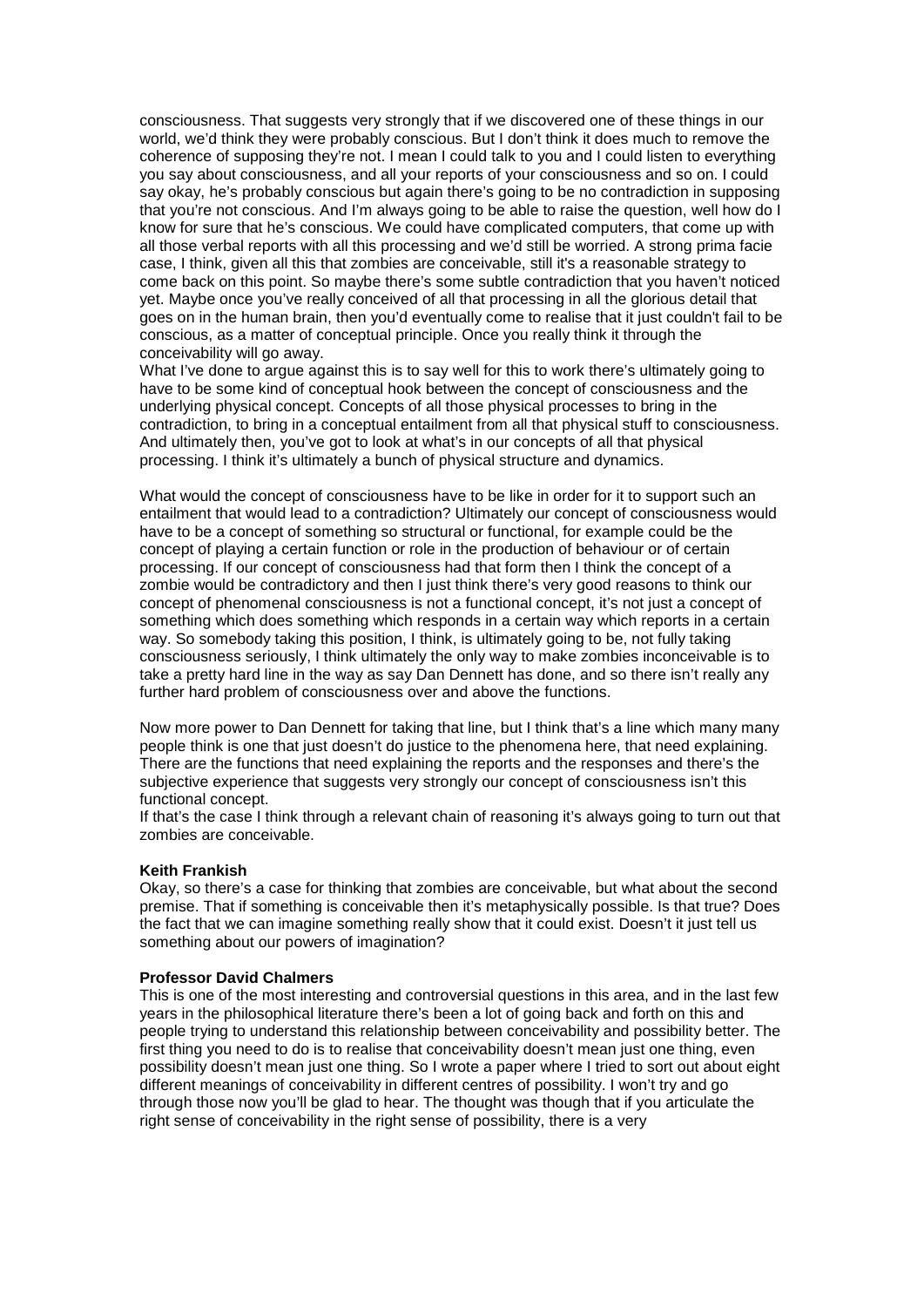consciousness. That suggests very strongly that if we discovered one of these things in our world, we'd think they were probably conscious. But I don't think it does much to remove the coherence of supposing they're not. I mean I could talk to you and I could listen to everything you say about consciousness, and all your reports of your consciousness and so on. I could say okay, he's probably conscious but again there's going to be no contradiction in supposing that you're not conscious. And I'm always going to be able to raise the question, well how do I know for sure that he's conscious. We could have complicated computers, that come up with all those verbal reports with all this processing and we'd still be worried. A strong prima facie case, I think, given all this that zombies are conceivable, still it's a reasonable strategy to come back on this point. So maybe there's some subtle contradiction that you haven't noticed yet. Maybe once you've really conceived of all that processing in all the glorious detail that goes on in the human brain, then you'd eventually come to realise that it just couldn't fail to be conscious, as a matter of conceptual principle. Once you really think it through the conceivability will go away.

What I've done to argue against this is to say well for this to work there's ultimately going to have to be some kind of conceptual hook between the concept of consciousness and the underlying physical concept. Concepts of all those physical processes to bring in the contradiction, to bring in a conceptual entailment from all that physical stuff to consciousness. And ultimately then, you've got to look at what's in our concepts of all that physical processing. I think it's ultimately a bunch of physical structure and dynamics.

What would the concept of consciousness have to be like in order for it to support such an entailment that would lead to a contradiction? Ultimately our concept of consciousness would have to be a concept of something so structural or functional, for example could be the concept of playing a certain function or role in the production of behaviour or of certain processing. If our concept of consciousness had that form then I think the concept of a zombie would be contradictory and then I just think there's very good reasons to think our concept of phenomenal consciousness is not a functional concept, it's not just a concept of something which does something which responds in a certain way which reports in a certain way. So somebody taking this position, I think, is ultimately going to be, not fully taking consciousness seriously, I think ultimately the only way to make zombies inconceivable is to take a pretty hard line in the way as say Dan Dennett has done, and so there isn't really any further hard problem of consciousness over and above the functions.

Now more power to Dan Dennett for taking that line, but I think that's a line which many many people think is one that just doesn't do justice to the phenomena here, that need explaining. There are the functions that need explaining the reports and the responses and there's the subjective experience that suggests very strongly our concept of consciousness isn't this functional concept.

If that's the case I think through a relevant chain of reasoning it's always going to turn out that zombies are conceivable.

**Keith Frankish**

Okay, so there's a case for thinking that zombies are conceivable, but what about the second premise. That if something is conceivable then it's metaphysically possible. Is that true? Does the fact that we can imagine something really show that it could exist. Doesn't it just tell us something about our powers of imagination?

**Professor David Chalmers**

This is one of the most interesting and controversial questions in this area, and in the last few years in the philosophical literature there's been a lot of going back and forth on this and people trying to understand this relationship between conceivability and possibility better. The first thing you need to do is to realise that conceivability doesn't mean just one thing, even possibility doesn't mean just one thing. So I wrote a paper where I tried to sort out about eight different meanings of conceivability in different centres of possibility. I won't try and go through those now you'll be glad to hear. The thought was though that if you articulate the right sense of conceivability in the right sense of possibility, there is a very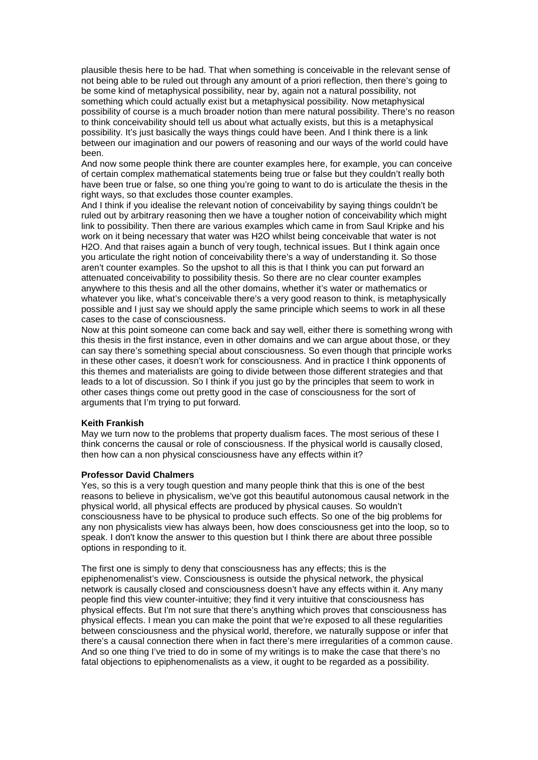plausible thesis here to be had. That when something is conceivable in the relevant sense of not being able to be ruled out through any amount of a priori reflection, then there's going to be some kind of metaphysical possibility, near by, again not a natural possibility, not something which could actually exist but a metaphysical possibility. Now metaphysical possibility of course is a much broader notion than mere natural possibility. There's no reason to think conceivability should tell us about what actually exists, but this is a metaphysical possibility. It's just basically the ways things could have been. And I think there is a link between our imagination and our powers of reasoning and our ways of the world could have been.

And now some people think there are counter examples here, for example, you can conceive of certain complex mathematical statements being true or false but they couldn't really both have been true or false, so one thing you're going to want to do is articulate the thesis in the right ways, so that excludes those counter examples.

And I think if you idealise the relevant notion of conceivability by saying things couldn't be ruled out by arbitrary reasoning then we have a tougher notion of conceivability which might link to possibility. Then there are various examples which came in from Saul Kripke and his work on it being necessary that water was H2O whilst being conceivable that water is not H2O. And that raises again a bunch of very tough, technical issues. But I think again once you articulate the right notion of conceivability there's a way of understanding it. So those aren't counter examples. So the upshot to all this is that I think you can put forward an attenuated conceivability to possibility thesis. So there are no clear counter examples anywhere to this thesis and all the other domains, whether it's water or mathematics or whatever you like, what's conceivable there's a very good reason to think, is metaphysically possible and I just say we should apply the same principle which seems to work in all these cases to the case of consciousness.

Now at this point someone can come back and say well, either there is something wrong with this thesis in the first instance, even in other domains and we can argue about those, or they can say there's something special about consciousness. So even though that principle works in these other cases, it doesn't work for consciousness. And in practice I think opponents of this themes and materialists are going to divide between those different strategies and that leads to a lot of discussion. So I think if you just go by the principles that seem to work in other cases things come out pretty good in the case of consciousness for the sort of arguments that I'm trying to put forward.

**Keith Frankish**

May we turn now to the problems that property dualism faces. The most serious of these I think concerns the causal or role of consciousness. If the physical world is causally closed, then how can a non physical consciousness have any effects within it?

**Professor David Chalmers**

Yes, so this is a very tough question and many people think that this is one of the best reasons to believe in physicalism, we've got this beautiful autonomous causal network in the physical world, all physical effects are produced by physical causes. So wouldn't consciousness have to be physical to produce such effects. So one of the big problems for any non physicalists view has always been, how does consciousness get into the loop, so to speak. I don't know the answer to this question but I think there are about three possible options in responding to it.

The first one is simply to deny that consciousness has any effects; this is the epiphenomenalist's view. Consciousness is outside the physical network, the physical network is causally closed and consciousness doesn't have any effects within it. Any many people find this view counter-intuitive; they find it very intuitive that consciousness has physical effects. But I'm not sure that there's anything which proves that consciousness has physical effects. I mean you can make the point that we're exposed to all these regularities between consciousness and the physical world, therefore, we naturally suppose or infer that there's a causal connection there when in fact there's mere irregularities of a common cause. And so one thing I've tried to do in some of my writings is to make the case that there's no fatal objections to epiphenomenalists as a view, it ought to be regarded as a possibility.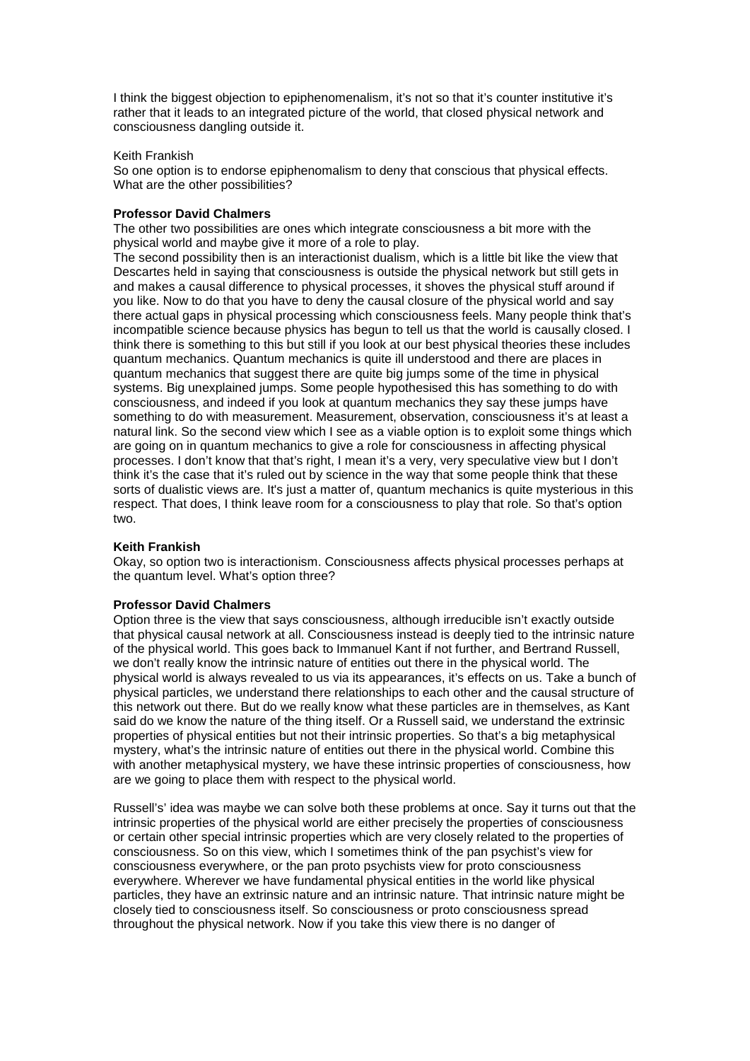I think the biggest objection to epiphenomenalism, it's not so that it's counter institutive it's rather that it leads to an integrated picture of the world, that closed physical network and consciousness dangling outside it.

Keith Frankish
So one option is to endorse epiphenomalism to deny that conscious that physical effects. What are the other possibilities?

**Professor David Chalmers**
The other two possibilities are ones which integrate consciousness a bit more with the physical world and maybe give it more of a role to play.
The second possibility then is an interactionist dualism, which is a little bit like the view that Descartes held in saying that consciousness is outside the physical network but still gets in and makes a causal difference to physical processes, it shoves the physical stuff around if you like. Now to do that you have to deny the causal closure of the physical world and say there actual gaps in physical processing which consciousness feels. Many people think that's incompatible science because physics has begun to tell us that the world is causally closed. I think there is something to this but still if you look at our best physical theories these includes quantum mechanics. Quantum mechanics is quite ill understood and there are places in quantum mechanics that suggest there are quite big jumps some of the time in physical systems. Big unexplained jumps. Some people hypothesised this has something to do with consciousness, and indeed if you look at quantum mechanics they say these jumps have something to do with measurement. Measurement, observation, consciousness it's at least a natural link. So the second view which I see as a viable option is to exploit some things which are going on in quantum mechanics to give a role for consciousness in affecting physical processes. I don't know that that's right, I mean it's a very, very speculative view but I don't think it's the case that it's ruled out by science in the way that some people think that these sorts of dualistic views are. It's just a matter of, quantum mechanics is quite mysterious in this respect. That does, I think leave room for a consciousness to play that role. So that's option two.

**Keith Frankish**
Okay, so option two is interactionism. Consciousness affects physical processes perhaps at the quantum level. What's option three?

**Professor David Chalmers**
Option three is the view that says consciousness, although irreducible isn't exactly outside that physical causal network at all. Consciousness instead is deeply tied to the intrinsic nature of the physical world. This goes back to Immanuel Kant if not further, and Bertrand Russell, we don't really know the intrinsic nature of entities out there in the physical world. The physical world is always revealed to us via its appearances, it's effects on us. Take a bunch of physical particles, we understand there relationships to each other and the causal structure of this network out there. But do we really know what these particles are in themselves, as Kant said do we know the nature of the thing itself. Or a Russell said, we understand the extrinsic properties of physical entities but not their intrinsic properties. So that's a big metaphysical mystery, what's the intrinsic nature of entities out there in the physical world. Combine this with another metaphysical mystery, we have these intrinsic properties of consciousness, how are we going to place them with respect to the physical world.

Russell's' idea was maybe we can solve both these problems at once. Say it turns out that the intrinsic properties of the physical world are either precisely the properties of consciousness or certain other special intrinsic properties which are very closely related to the properties of consciousness. So on this view, which I sometimes think of the pan psychist's view for consciousness everywhere, or the pan proto psychists view for proto consciousness everywhere. Wherever we have fundamental physical entities in the world like physical particles, they have an extrinsic nature and an intrinsic nature. That intrinsic nature might be closely tied to consciousness itself. So consciousness or proto consciousness spread throughout the physical network. Now if you take this view there is no danger of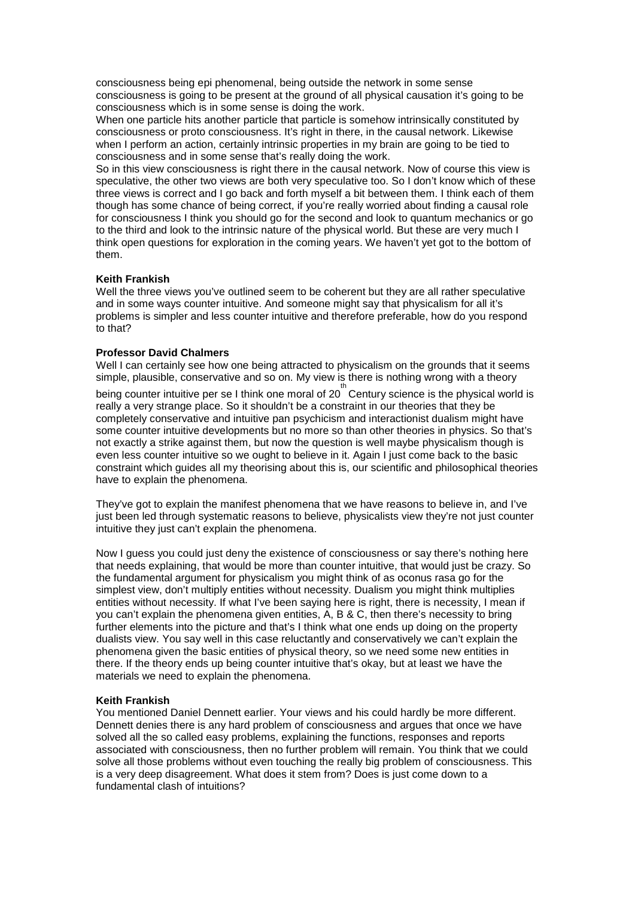consciousness being epi phenomenal, being outside the network in some sense consciousness is going to be present at the ground of all physical causation it's going to be consciousness which is in some sense is doing the work.

When one particle hits another particle that particle is somehow intrinsically constituted by consciousness or proto consciousness. It's right in there, in the causal network. Likewise when I perform an action, certainly intrinsic properties in my brain are going to be tied to consciousness and in some sense that's really doing the work.

So in this view consciousness is right there in the causal network. Now of course this view is speculative, the other two views are both very speculative too. So I don't know which of these three views is correct and I go back and forth myself a bit between them. I think each of them though has some chance of being correct, if you're really worried about finding a causal role for consciousness I think you should go for the second and look to quantum mechanics or go to the third and look to the intrinsic nature of the physical world. But these are very much I think open questions for exploration in the coming years. We haven't yet got to the bottom of them.

**Keith Frankish**

Well the three views you've outlined seem to be coherent but they are all rather speculative and in some ways counter intuitive. And someone might say that physicalism for all it's problems is simpler and less counter intuitive and therefore preferable, how do you respond to that?

**Professor David Chalmers**

Well I can certainly see how one being attracted to physicalism on the grounds that it seems simple, plausible, conservative and so on. My view is there is nothing wrong with a theory being counter intuitive per se I think one moral of 20th Century science is the physical world is really a very strange place. So it shouldn't be a constraint in our theories that they be completely conservative and intuitive pan psychicism and interactionist dualism might have some counter intuitive developments but no more so than other theories in physics. So that's not exactly a strike against them, but now the question is well maybe physicalism though is even less counter intuitive so we ought to believe in it. Again I just come back to the basic constraint which guides all my theorising about this is, our scientific and philosophical theories have to explain the phenomena.

They've got to explain the manifest phenomena that we have reasons to believe in, and I've just been led through systematic reasons to believe, physicalists view they're not just counter intuitive they just can't explain the phenomena.

Now I guess you could just deny the existence of consciousness or say there's nothing here that needs explaining, that would be more than counter intuitive, that would just be crazy. So the fundamental argument for physicalism you might think of as oconus rasa go for the simplest view, don't multiply entities without necessity. Dualism you might think multiplies entities without necessity. If what I've been saying here is right, there is necessity, I mean if you can't explain the phenomena given entities, A, B & C, then there's necessity to bring further elements into the picture and that's I think what one ends up doing on the property dualists view. You say well in this case reluctantly and conservatively we can't explain the phenomena given the basic entities of physical theory, so we need some new entities in there. If the theory ends up being counter intuitive that's okay, but at least we have the materials we need to explain the phenomena.

**Keith Frankish**

You mentioned Daniel Dennett earlier. Your views and his could hardly be more different. Dennett denies there is any hard problem of consciousness and argues that once we have solved all the so called easy problems, explaining the functions, responses and reports associated with consciousness, then no further problem will remain. You think that we could solve all those problems without even touching the really big problem of consciousness. This is a very deep disagreement. What does it stem from? Does is just come down to a fundamental clash of intuitions?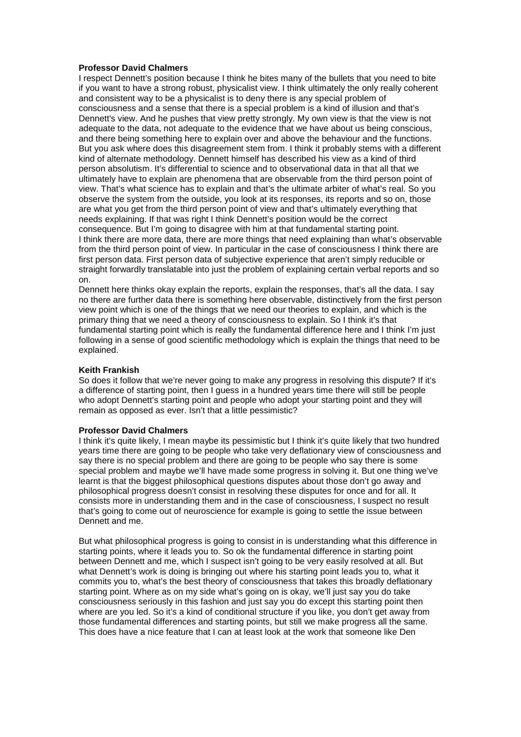**Professor David Chalmers**

I respect Dennett's position because I think he bites many of the bullets that you need to bite if you want to have a strong robust, physicalist view. I think ultimately the only really coherent and consistent way to be a physicalist is to deny there is any special problem of consciousness and a sense that there is a special problem is a kind of illusion and that's Dennett's view. And he pushes that view pretty strongly. My own view is that the view is not adequate to the data, not adequate to the evidence that we have about us being conscious, and there being something here to explain over and above the behaviour and the functions. But you ask where does this disagreement stem from. I think it probably stems with a different kind of alternate methodology. Dennett himself has described his view as a kind of third person absolutism. It's differential to science and to observational data in that all that we ultimately have to explain are phenomena that are observable from the third person point of view. That's what science has to explain and that's the ultimate arbiter of what's real. So you observe the system from the outside, you look at its responses, its reports and so on, those are what you get from the third person point of view and that's ultimately everything that needs explaining. If that was right I think Dennett's position would be the correct consequence. But I'm going to disagree with him at that fundamental starting point.

I think there are more data, there are more things that need explaining than what's observable from the third person point of view. In particular in the case of consciousness I think there are first person data. First person data of subjective experience that aren't simply reducible or straight forwardly translatable into just the problem of explaining certain verbal reports and so on.

Dennett here thinks okay explain the reports, explain the responses, that's all the data. I say no there are further data there is something here observable, distinctively from the first person view point which is one of the things that we need our theories to explain, and which is the primary thing that we need a theory of consciousness to explain. So I think it's that fundamental starting point which is really the fundamental difference here and I think I'm just following in a sense of good scientific methodology which is explain the things that need to be explained.

**Keith Frankish**

So does it follow that we're never going to make any progress in resolving this dispute? If it's a difference of starting point, then I guess in a hundred years time there will still be people who adopt Dennett's starting point and people who adopt your starting point and they will remain as opposed as ever. Isn't that a little pessimistic?

**Professor David Chalmers**

I think it's quite likely, I mean maybe its pessimistic but I think it's quite likely that two hundred years time there are going to be people who take very deflationary view of consciousness and say there is no special problem and there are going to be people who say there is some special problem and maybe we'll have made some progress in solving it. But one thing we've learnt is that the biggest philosophical questions disputes about those don't go away and philosophical progress doesn't consist in resolving these disputes for once and for all. It consists more in understanding them and in the case of consciousness, I suspect no result that's going to come out of neuroscience for example is going to settle the issue between Dennett and me.

But what philosophical progress is going to consist in is understanding what this difference in starting points, where it leads you to. So ok the fundamental difference in starting point between Dennett and me, which I suspect isn't going to be very easily resolved at all. But what Dennett's work is doing is bringing out where his starting point leads you to, what it commits you to, what's the best theory of consciousness that takes this broadly deflationary starting point. Where as on my side what's going on is okay, we'll just say you do take consciousness seriously in this fashion and just say you do except this starting point then where are you led. So it's a kind of conditional structure if you like, you don't get away from those fundamental differences and starting points, but still we make progress all the same. This does have a nice feature that I can at least look at the work that someone like Den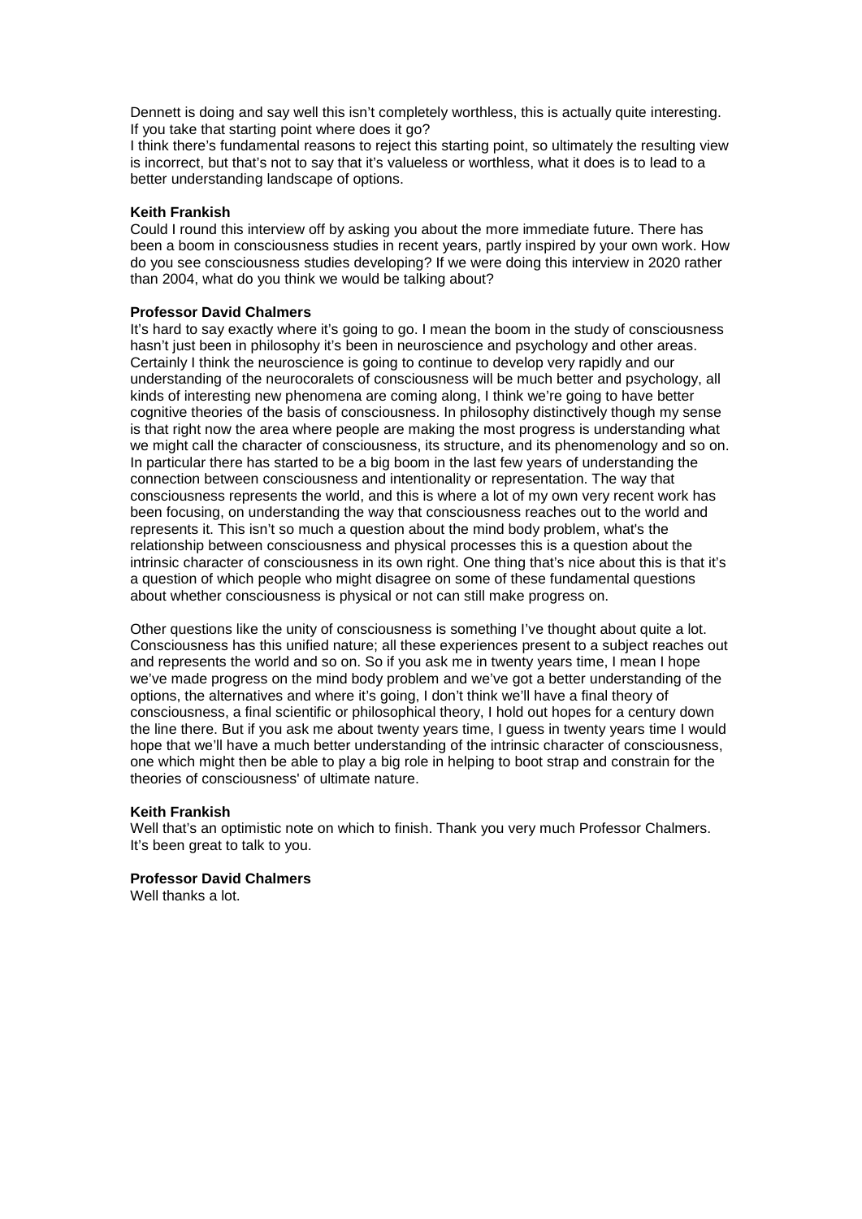Dennett is doing and say well this isn't completely worthless, this is actually quite interesting. If you take that starting point where does it go?
I think there's fundamental reasons to reject this starting point, so ultimately the resulting view is incorrect, but that's not to say that it's valueless or worthless, what it does is to lead to a better understanding landscape of options.

**Keith Frankish**
Could I round this interview off by asking you about the more immediate future. There has been a boom in consciousness studies in recent years, partly inspired by your own work. How do you see consciousness studies developing? If we were doing this interview in 2020 rather than 2004, what do you think we would be talking about?

**Professor David Chalmers**
It's hard to say exactly where it's going to go. I mean the boom in the study of consciousness hasn't just been in philosophy it's been in neuroscience and psychology and other areas. Certainly I think the neuroscience is going to continue to develop very rapidly and our understanding of the neurocoralets of consciousness will be much better and psychology, all kinds of interesting new phenomena are coming along, I think we're going to have better cognitive theories of the basis of consciousness. In philosophy distinctively though my sense is that right now the area where people are making the most progress is understanding what we might call the character of consciousness, its structure, and its phenomenology and so on. In particular there has started to be a big boom in the last few years of understanding the connection between consciousness and intentionality or representation. The way that consciousness represents the world, and this is where a lot of my own very recent work has been focusing, on understanding the way that consciousness reaches out to the world and represents it. This isn't so much a question about the mind body problem, what's the relationship between consciousness and physical processes this is a question about the intrinsic character of consciousness in its own right. One thing that's nice about this is that it's a question of which people who might disagree on some of these fundamental questions about whether consciousness is physical or not can still make progress on.

Other questions like the unity of consciousness is something I've thought about quite a lot. Consciousness has this unified nature; all these experiences present to a subject reaches out and represents the world and so on. So if you ask me in twenty years time, I mean I hope we've made progress on the mind body problem and we've got a better understanding of the options, the alternatives and where it's going, I don't think we'll have a final theory of consciousness, a final scientific or philosophical theory, I hold out hopes for a century down the line there. But if you ask me about twenty years time, I guess in twenty years time I would hope that we'll have a much better understanding of the intrinsic character of consciousness, one which might then be able to play a big role in helping to boot strap and constrain for the theories of consciousness' of ultimate nature.

**Keith Frankish**
Well that's an optimistic note on which to finish. Thank you very much Professor Chalmers. It's been great to talk to you.

**Professor David Chalmers**
Well thanks a lot.